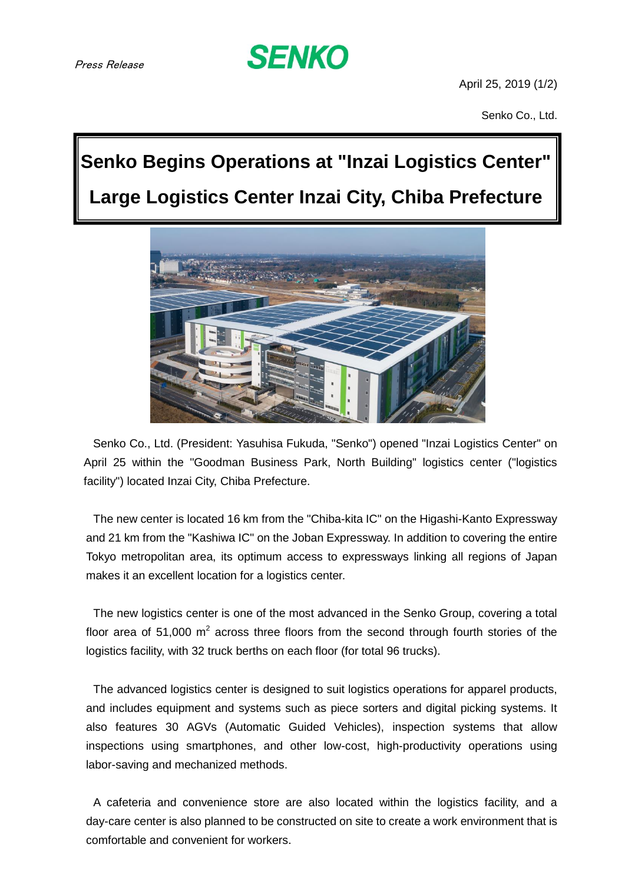*Press Release*

**SENKO**

April 25, 2019

Senko Co., Ltd.

# Senko Begins Operations at "Inzai Logistics Center" Large Logistics Center Inzai City, Chiba Prefecture

Senko Co., Ltd. (President: Yasuhisa Fukuda, "Senko") opened "Inzai Logistics Center" on April 25 within the "Goodman Business Park, North Building" logistics center ("logistics facility") located Inzai City, Chiba Prefecture.

The new center is located 16 km from the "Chiba-kita IC" on the Higashi-Kanto Expressway and 21 km from the "Kashiwa IC" on the Joban Expressway. In addition to covering the entire Tokyo metropolitan area, its optimum access to expressways linking all regions of Japan makes it an excellent location for a logistics center.

The new logistics center is one of the most advanced in the Senko Group, covering a total floor area of 51,000 $m^2$ across three floors from the second through fourth stories of the logistics facility, with 32 truck berths on each floor (for total 96 trucks).

The advanced logistics center is designed to suit logistics operations for apparel products, and includes equipment and systems such as piece sorters and digital picking systems. It also features 30 AGVs (Automatic Guided Vehicles), inspection systems that allow inspections using smartphones, and other low-cost, high-productivity operations using labor-saving and mechanized methods.

A cafeteria and convenience store are also located within the logistics facility, and a day-care center is also planned to be constructed on site to create a work environment that is comfortable and convenient for workers.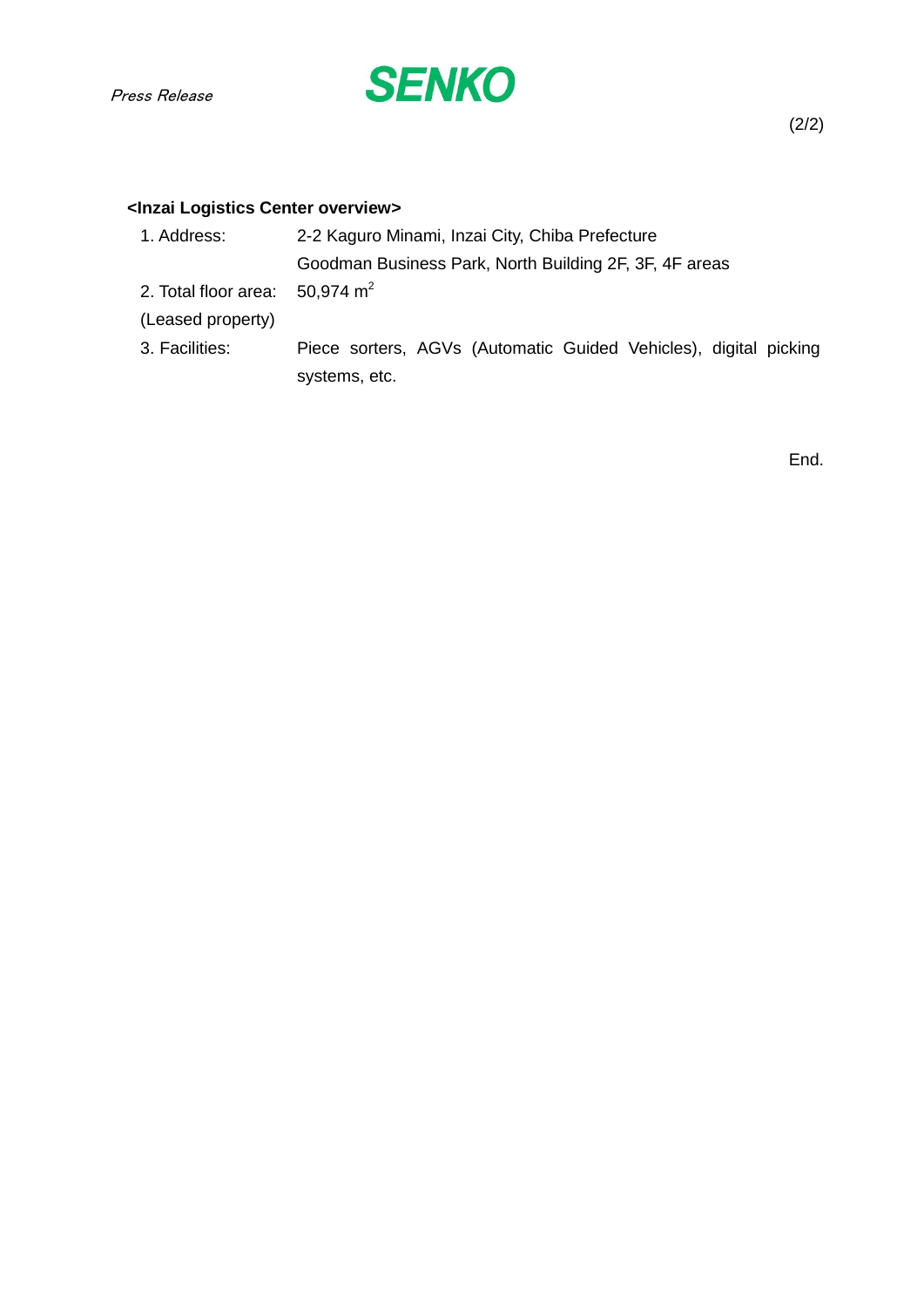**<Inzai Logistics Center overview>**

1. Address: 2-2 Kaguro Minami, Inzai City, Chiba Prefecture
   Goodman Business Park, North Building 2F, 3F, 4F areas
2. Total floor area: 50,974 $m^2$
   (Leased property)
3. Facilities: Piece sorters, AGVs (Automatic Guided Vehicles), digital picking systems, etc.

End.